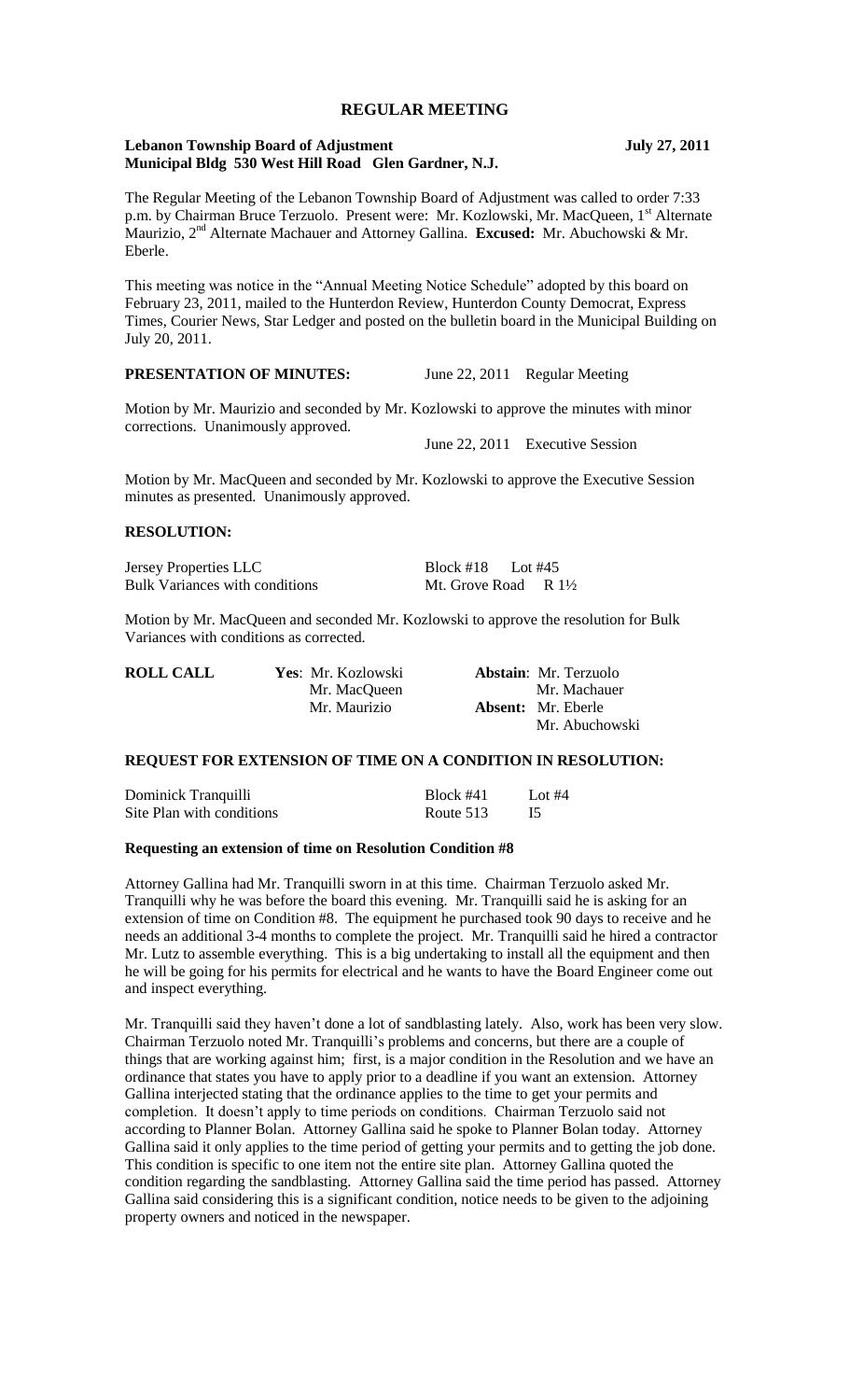# REGULAR MEETING

**Lebanon Township Board of Adjustment** **July 27, 2011**
**Municipal Bldg 530 West Hill Road Glen Gardner, N.J.**

The Regular Meeting of the Lebanon Township Board of Adjustment was called to order 7:33 p.m. by Chairman Bruce Terzuolo. Present were: Mr. Kozlowski, Mr. MacQueen, 1st Alternate Maurizio, 2nd Alternate Machauer and Attorney Gallina. **Excused:** Mr. Abuchowski & Mr. Eberle.

This meeting was notice in the "Annual Meeting Notice Schedule" adopted by this board on February 23, 2011, mailed to the Hunterdon Review, Hunterdon County Democrat, Express Times, Courier News, Star Ledger and posted on the bulletin board in the Municipal Building on July 20, 2011.

**PRESENTATION OF MINUTES:** June 22, 2011 Regular Meeting

Motion by Mr. Maurizio and seconded by Mr. Kozlowski to approve the minutes with minor corrections. Unanimously approved.

June 22, 2011 Executive Session

Motion by Mr. MacQueen and seconded by Mr. Kozlowski to approve the Executive Session minutes as presented. Unanimously approved.

**RESOLUTION:**

| | |
|---|---|
| Jersey Properties LLC | Block #18 Lot #45 |
| Bulk Variances with conditions | Mt. Grove Road R 1½ |

Motion by Mr. MacQueen and seconded Mr. Kozlowski to approve the resolution for Bulk Variances with conditions as corrected.

| | | |
|---|---|---|
| **ROLL CALL** | **Yes**: Mr. Kozlowski | **Abstain**: Mr. Terzuolo |
| | Mr. MacQueen | Mr. Machauer |
| | Mr. Maurizio | **Absent:** Mr. Eberle |
| | | Mr. Abuchowski |

**REQUEST FOR EXTENSION OF TIME ON A CONDITION IN RESOLUTION:**

| | | |
|---|---|---|
| Dominick Tranquilli | Block #41 | Lot #4 |
| Site Plan with conditions | Route 513 | I5 |

**Requesting an extension of time on Resolution Condition #8**

Attorney Gallina had Mr. Tranquilli sworn in at this time. Chairman Terzuolo asked Mr. Tranquilli why he was before the board this evening. Mr. Tranquilli said he is asking for an extension of time on Condition #8. The equipment he purchased took 90 days to receive and he needs an additional 3-4 months to complete the project. Mr. Tranquilli said he hired a contractor Mr. Lutz to assemble everything. This is a big undertaking to install all the equipment and then he will be going for his permits for electrical and he wants to have the Board Engineer come out and inspect everything.

Mr. Tranquilli said they haven't done a lot of sandblasting lately. Also, work has been very slow. Chairman Terzuolo noted Mr. Tranquilli's problems and concerns, but there are a couple of things that are working against him; first, is a major condition in the Resolution and we have an ordinance that states you have to apply prior to a deadline if you want an extension. Attorney Gallina interjected stating that the ordinance applies to the time to get your permits and completion. It doesn't apply to time periods on conditions. Chairman Terzuolo said not according to Planner Bolan. Attorney Gallina said he spoke to Planner Bolan today. Attorney Gallina said it only applies to the time period of getting your permits and to getting the job done. This condition is specific to one item not the entire site plan. Attorney Gallina quoted the condition regarding the sandblasting. Attorney Gallina said the time period has passed. Attorney Gallina said considering this is a significant condition, notice needs to be given to the adjoining property owners and noticed in the newspaper.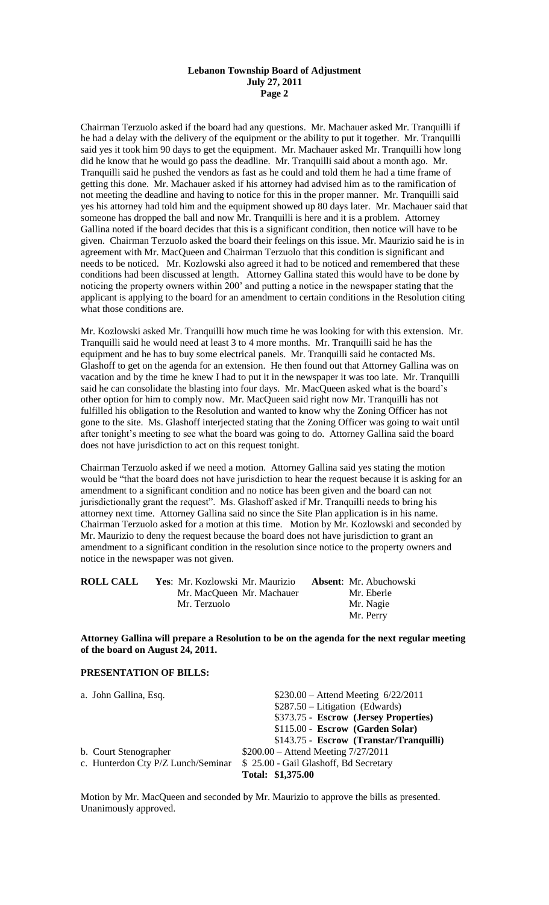Chairman Terzuolo asked if the board had any questions. Mr. Machauer asked Mr. Tranquilli if he had a delay with the delivery of the equipment or the ability to put it together. Mr. Tranquilli said yes it took him 90 days to get the equipment. Mr. Machauer asked Mr. Tranquilli how long did he know that he would go pass the deadline. Mr. Tranquilli said about a month ago. Mr. Tranquilli said he pushed the vendors as fast as he could and told them he had a time frame of getting this done. Mr. Machauer asked if his attorney had advised him as to the ramification of not meeting the deadline and having to notice for this in the proper manner. Mr. Tranquilli said yes his attorney had told him and the equipment showed up 80 days later. Mr. Machauer said that someone has dropped the ball and now Mr. Tranquilli is here and it is a problem. Attorney Gallina noted if the board decides that this is a significant condition, then notice will have to be given. Chairman Terzuolo asked the board their feelings on this issue. Mr. Maurizio said he is in agreement with Mr. MacQueen and Chairman Terzuolo that this condition is significant and needs to be noticed. Mr. Kozlowski also agreed it had to be noticed and remembered that these conditions had been discussed at length. Attorney Gallina stated this would have to be done by noticing the property owners within 200' and putting a notice in the newspaper stating that the applicant is applying to the board for an amendment to certain conditions in the Resolution citing what those conditions are.

Mr. Kozlowski asked Mr. Tranquilli how much time he was looking for with this extension. Mr. Tranquilli said he would need at least 3 to 4 more months. Mr. Tranquilli said he has the equipment and he has to buy some electrical panels. Mr. Tranquilli said he contacted Ms. Glashoff to get on the agenda for an extension. He then found out that Attorney Gallina was on vacation and by the time he knew I had to put it in the newspaper it was too late. Mr. Tranquilli said he can consolidate the blasting into four days. Mr. MacQueen asked what is the board's other option for him to comply now. Mr. MacQueen said right now Mr. Tranquilli has not fulfilled his obligation to the Resolution and wanted to know why the Zoning Officer has not gone to the site. Ms. Glashoff interjected stating that the Zoning Officer was going to wait until after tonight's meeting to see what the board was going to do. Attorney Gallina said the board does not have jurisdiction to act on this request tonight.

Chairman Terzuolo asked if we need a motion. Attorney Gallina said yes stating the motion would be "that the board does not have jurisdiction to hear the request because it is asking for an amendment to a significant condition and no notice has been given and the board can not jurisdictionally grant the request". Ms. Glashoff asked if Mr. Tranquilli needs to bring his attorney next time. Attorney Gallina said no since the Site Plan application is in his name. Chairman Terzuolo asked for a motion at this time. Motion by Mr. Kozlowski and seconded by Mr. Maurizio to deny the request because the board does not have jurisdiction to grant an amendment to a significant condition in the resolution since notice to the property owners and notice in the newspaper was not given.

| **ROLL CALL** | **Yes**: Mr. Kozlowski | Mr. Maurizio | **Absent**: Mr. Abuchowski |
|---|---|---|---|
| | Mr. MacQueen | Mr. Machauer | Mr. Eberle |
| | Mr. Terzuolo | | Mr. Nagie |
| | | | Mr. Perry |

**Attorney Gallina will prepare a Resolution to be on the agenda for the next regular meeting of the board on August 24, 2011.**

**PRESENTATION OF BILLS:**

| | |
|---|---|
| a. John Gallina, Esq. | $230.00 – Attend Meeting 6/22/2011 |
| | $287.50 – Litigation (Edwards) |
| | $373.75 - **Escrow (Jersey Properties)** |
| | $115.00 - **Escrow (Garden Solar)** |
| | $143.75 - **Escrow (Transtar/Tranquilli)** |
| b. Court Stenographer | $200.00 – Attend Meeting 7/27/2011 |
| c. Hunterdon Cty P/Z Lunch/Seminar | $ 25.00 - Gail Glashoff, Bd Secretary |
| | **Total: $1,375.00** |

Motion by Mr. MacQueen and seconded by Mr. Maurizio to approve the bills as presented. Unanimously approved.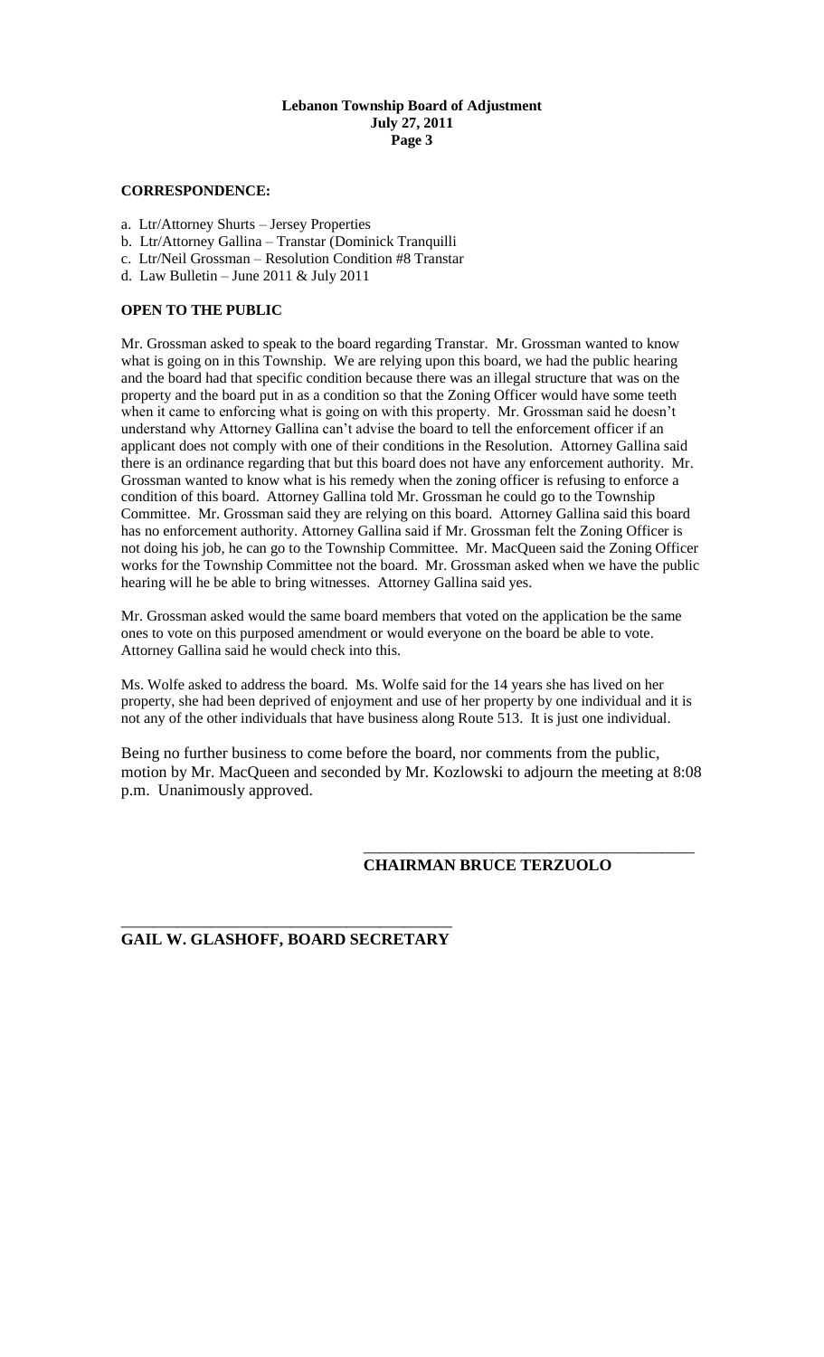**CORRESPONDENCE:**

a. Ltr/Attorney Shurts – Jersey Properties
b. Ltr/Attorney Gallina – Transtar (Dominick Tranquilli
c. Ltr/Neil Grossman – Resolution Condition #8 Transtar
d. Law Bulletin – June 2011 & July 2011

**OPEN TO THE PUBLIC**

Mr. Grossman asked to speak to the board regarding Transtar. Mr. Grossman wanted to know what is going on in this Township. We are relying upon this board, we had the public hearing and the board had that specific condition because there was an illegal structure that was on the property and the board put in as a condition so that the Zoning Officer would have some teeth when it came to enforcing what is going on with this property. Mr. Grossman said he doesn't understand why Attorney Gallina can't advise the board to tell the enforcement officer if an applicant does not comply with one of their conditions in the Resolution. Attorney Gallina said there is an ordinance regarding that but this board does not have any enforcement authority. Mr. Grossman wanted to know what is his remedy when the zoning officer is refusing to enforce a condition of this board. Attorney Gallina told Mr. Grossman he could go to the Township Committee. Mr. Grossman said they are relying on this board. Attorney Gallina said this board has no enforcement authority. Attorney Gallina said if Mr. Grossman felt the Zoning Officer is not doing his job, he can go to the Township Committee. Mr. MacQueen said the Zoning Officer works for the Township Committee not the board. Mr. Grossman asked when we have the public hearing will he be able to bring witnesses. Attorney Gallina said yes.

Mr. Grossman asked would the same board members that voted on the application be the same ones to vote on this purposed amendment or would everyone on the board be able to vote. Attorney Gallina said he would check into this.

Ms. Wolfe asked to address the board. Ms. Wolfe said for the 14 years she has lived on her property, she had been deprived of enjoyment and use of her property by one individual and it is not any of the other individuals that have business along Route 513. It is just one individual.

Being no further business to come before the board, nor comments from the public, motion by Mr. MacQueen and seconded by Mr. Kozlowski to adjourn the meeting at 8:08 p.m. Unanimously approved.

\_\_\_\_\_\_\_\_\_\_\_\_\_\_\_\_\_\_\_\_\_\_\_\_\_\_\_\_\_\_\_\_\_\_\_\_\_\_\_\_

**CHAIRMAN BRUCE TERZUOLO**

\_\_\_\_\_\_\_\_\_\_\_\_\_\_\_\_\_\_\_\_\_\_\_\_\_\_\_\_\_\_\_\_\_\_\_\_\_\_\_\_

**GAIL W. GLASHOFF, BOARD SECRETARY**